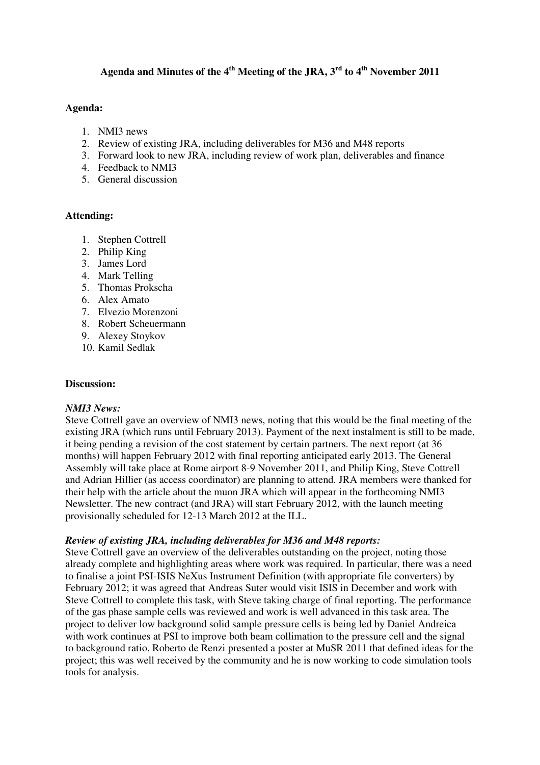# Agenda and Minutes of the 4th Meeting of the JRA, 3rd to 4th November 2011

**Agenda:**

1. NMI3 news
2. Review of existing JRA, including deliverables for M36 and M48 reports
3. Forward look to new JRA, including review of work plan, deliverables and finance
4. Feedback to NMI3
5. General discussion

**Attending:**

1. Stephen Cottrell
2. Philip King
3. James Lord
4. Mark Telling
5. Thomas Prokscha
6. Alex Amato
7. Elvezio Morenzoni
8. Robert Scheuermann
9. Alexey Stoykov
10. Kamil Sedlak

**Discussion:**

***NMI3 News:***

Steve Cottrell gave an overview of NMI3 news, noting that this would be the final meeting of the existing JRA (which runs until February 2013). Payment of the next instalment is still to be made, it being pending a revision of the cost statement by certain partners. The next report (at 36 months) will happen February 2012 with final reporting anticipated early 2013. The General Assembly will take place at Rome airport 8-9 November 2011, and Philip King, Steve Cottrell and Adrian Hillier (as access coordinator) are planning to attend. JRA members were thanked for their help with the article about the muon JRA which will appear in the forthcoming NMI3 Newsletter. The new contract (and JRA) will start February 2012, with the launch meeting provisionally scheduled for 12-13 March 2012 at the ILL.

***Review of existing JRA, including deliverables for M36 and M48 reports:***

Steve Cottrell gave an overview of the deliverables outstanding on the project, noting those already complete and highlighting areas where work was required. In particular, there was a need to finalise a joint PSI-ISIS NeXus Instrument Definition (with appropriate file converters) by February 2012; it was agreed that Andreas Suter would visit ISIS in December and work with Steve Cottrell to complete this task, with Steve taking charge of final reporting. The performance of the gas phase sample cells was reviewed and work is well advanced in this task area. The project to deliver low background solid sample pressure cells is being led by Daniel Andreica with work continues at PSI to improve both beam collimation to the pressure cell and the signal to background ratio. Roberto de Renzi presented a poster at MuSR 2011 that defined ideas for the project; this was well received by the community and he is now working to code simulation tools tools for analysis.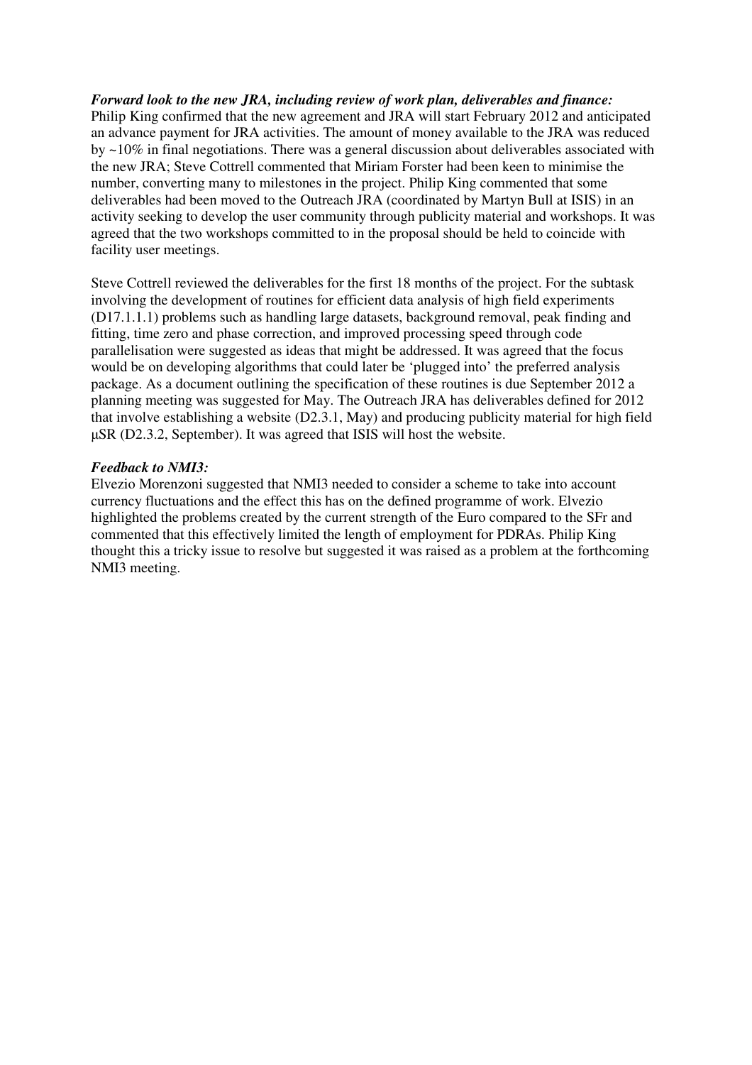***Forward look to the new JRA, including review of work plan, deliverables and finance:***

Philip King confirmed that the new agreement and JRA will start February 2012 and anticipated an advance payment for JRA activities. The amount of money available to the JRA was reduced by ~10% in final negotiations. There was a general discussion about deliverables associated with the new JRA; Steve Cottrell commented that Miriam Forster had been keen to minimise the number, converting many to milestones in the project. Philip King commented that some deliverables had been moved to the Outreach JRA (coordinated by Martyn Bull at ISIS) in an activity seeking to develop the user community through publicity material and workshops. It was agreed that the two workshops committed to in the proposal should be held to coincide with facility user meetings.

Steve Cottrell reviewed the deliverables for the first 18 months of the project. For the subtask involving the development of routines for efficient data analysis of high field experiments (D17.1.1.1) problems such as handling large datasets, background removal, peak finding and fitting, time zero and phase correction, and improved processing speed through code parallelisation were suggested as ideas that might be addressed. It was agreed that the focus would be on developing algorithms that could later be 'plugged into' the preferred analysis package. As a document outlining the specification of these routines is due September 2012 a planning meeting was suggested for May. The Outreach JRA has deliverables defined for 2012 that involve establishing a website (D2.3.1, May) and producing publicity material for high field μSR (D2.3.2, September). It was agreed that ISIS will host the website.

***Feedback to NMI3:***

Elvezio Morenzoni suggested that NMI3 needed to consider a scheme to take into account currency fluctuations and the effect this has on the defined programme of work. Elvezio highlighted the problems created by the current strength of the Euro compared to the SFr and commented that this effectively limited the length of employment for PDRAs. Philip King thought this a tricky issue to resolve but suggested it was raised as a problem at the forthcoming NMI3 meeting.